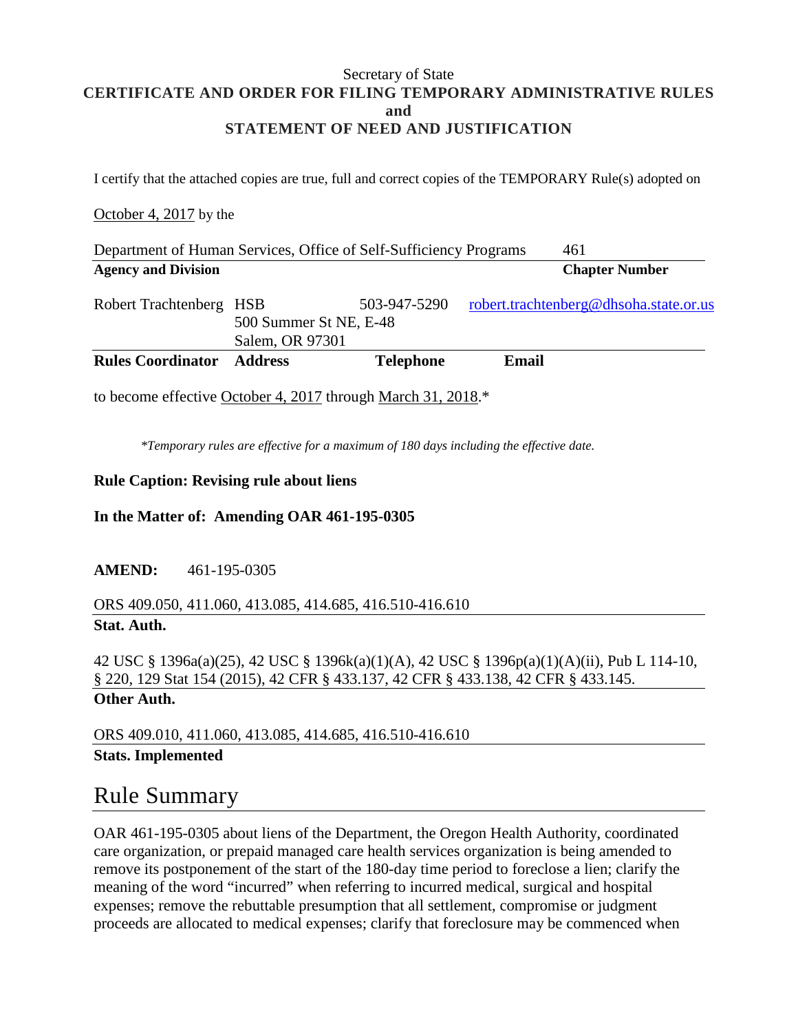Secretary of State

**CERTIFICATE AND ORDER FOR FILING TEMPORARY ADMINISTRATIVE RULES**
**and**
**STATEMENT OF NEED AND JUSTIFICATION**

I certify that the attached copies are true, full and correct copies of the TEMPORARY Rule(s) adopted on

October 4, 2017 by the

| Department of Human Services, Office of Self-Sufficiency Programs | 461 |
|---|---|
| **Agency and Division** | **Chapter Number** |

| Robert Trachtenberg | HSB 500 Summer St NE, E-48 Salem, OR 97301 | 503-947-5290 | robert.trachtenberg@dhsoha.state.or.us |
|---|---|---|---|
| **Rules Coordinator** | **Address** | **Telephone** | **Email** |

to become effective October 4, 2017 through March 31, 2018.*

*\*Temporary rules are effective for a maximum of 180 days including the effective date.*

**Rule Caption: Revising rule about liens**

**In the Matter of: Amending OAR 461-195-0305**

**AMEND:** 461-195-0305

ORS 409.050, 411.060, 413.085, 414.685, 416.510-416.610
**Stat. Auth.**

42 USC § 1396a(a)(25), 42 USC § 1396k(a)(1)(A), 42 USC § 1396p(a)(1)(A)(ii), Pub L 114-10, § 220, 129 Stat 154 (2015), 42 CFR § 433.137, 42 CFR § 433.138, 42 CFR § 433.145.
**Other Auth.**

ORS 409.010, 411.060, 413.085, 414.685, 416.510-416.610
**Stats. Implemented**

# Rule Summary

OAR 461-195-0305 about liens of the Department, the Oregon Health Authority, coordinated care organization, or prepaid managed care health services organization is being amended to remove its postponement of the start of the 180-day time period to foreclose a lien; clarify the meaning of the word "incurred" when referring to incurred medical, surgical and hospital expenses; remove the rebuttable presumption that all settlement, compromise or judgment proceeds are allocated to medical expenses; clarify that foreclosure may be commenced when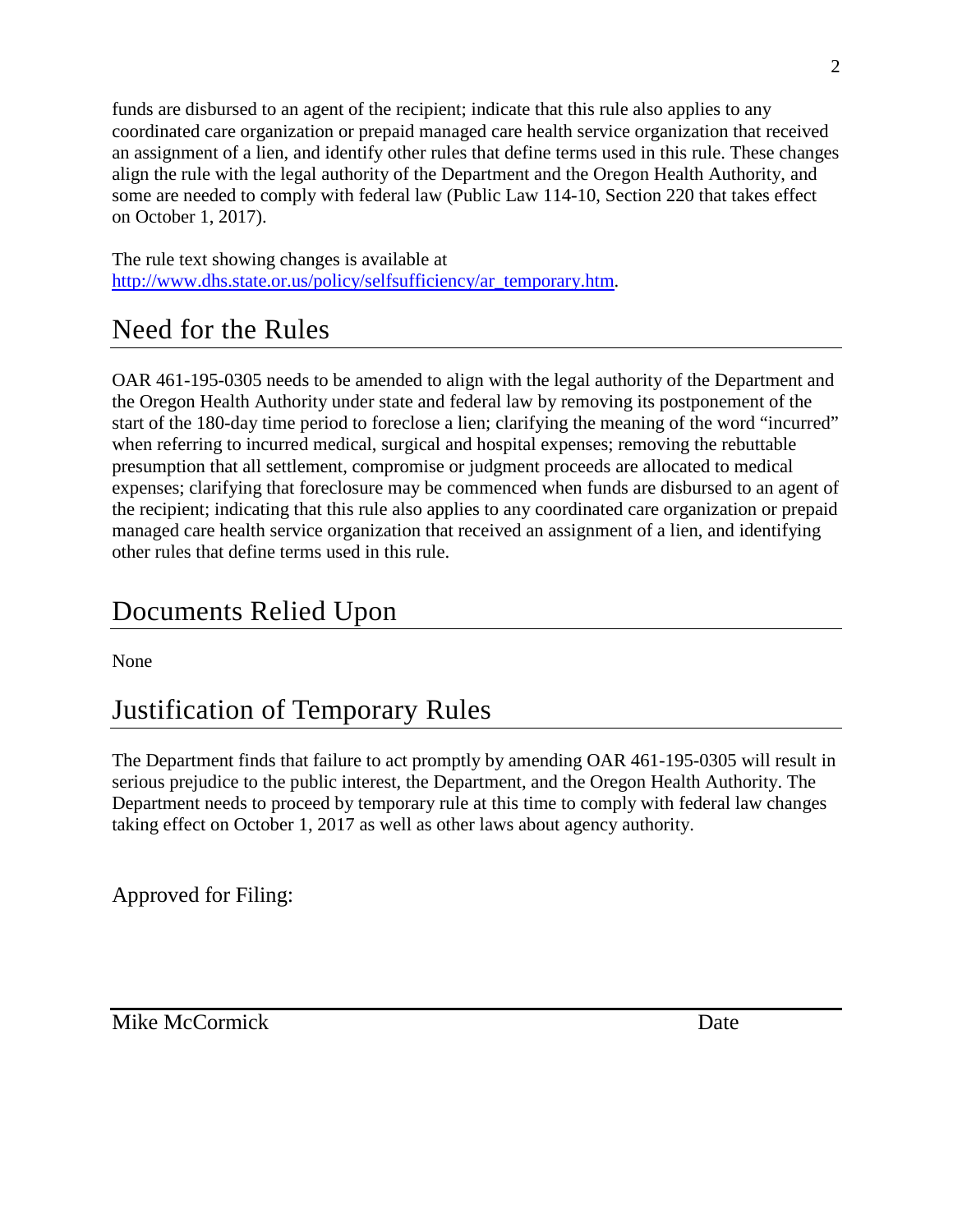funds are disbursed to an agent of the recipient; indicate that this rule also applies to any coordinated care organization or prepaid managed care health service organization that received an assignment of a lien, and identify other rules that define terms used in this rule. These changes align the rule with the legal authority of the Department and the Oregon Health Authority, and some are needed to comply with federal law (Public Law 114-10, Section 220 that takes effect on October 1, 2017).

The rule text showing changes is available at [http://www.dhs.state.or.us/policy/selfsufficiency/ar_temporary.htm](http://www.dhs.state.or.us/policy/selfsufficiency/ar_temporary.htm).

## Need for the Rules

OAR 461-195-0305 needs to be amended to align with the legal authority of the Department and the Oregon Health Authority under state and federal law by removing its postponement of the start of the 180-day time period to foreclose a lien; clarifying the meaning of the word "incurred" when referring to incurred medical, surgical and hospital expenses; removing the rebuttable presumption that all settlement, compromise or judgment proceeds are allocated to medical expenses; clarifying that foreclosure may be commenced when funds are disbursed to an agent of the recipient; indicating that this rule also applies to any coordinated care organization or prepaid managed care health service organization that received an assignment of a lien, and identifying other rules that define terms used in this rule.

## Documents Relied Upon

None

## Justification of Temporary Rules

The Department finds that failure to act promptly by amending OAR 461-195-0305 will result in serious prejudice to the public interest, the Department, and the Oregon Health Authority. The Department needs to proceed by temporary rule at this time to comply with federal law changes taking effect on October 1, 2017 as well as other laws about agency authority.

Approved for Filing:

Mike McCormick Date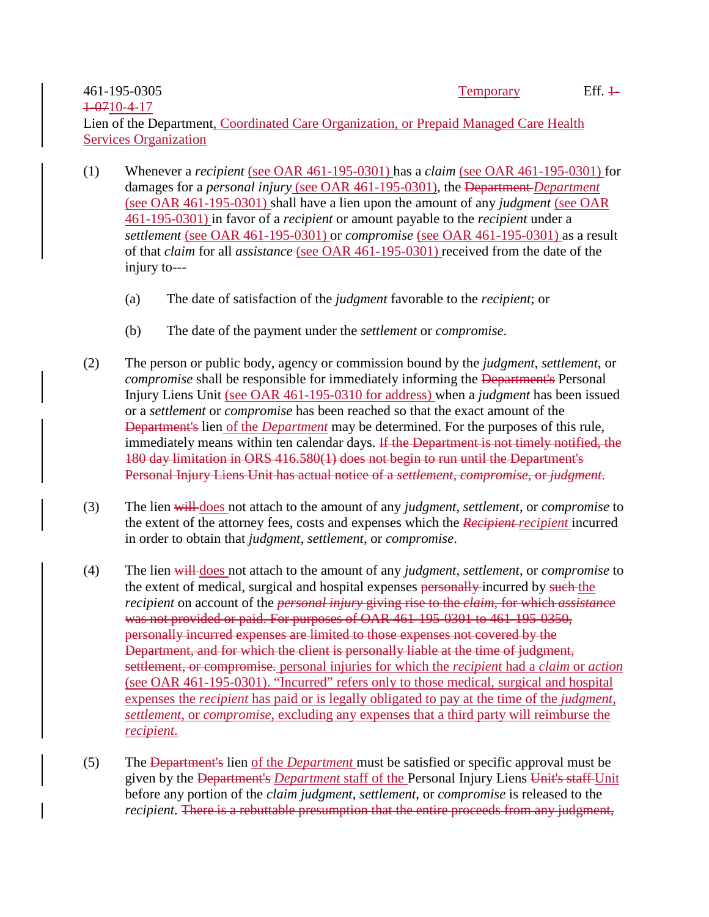461-195-0305 Temporary Eff. ~~1-1-07~~10-4-17

Lien of the Department, Coordinated Care Organization, or Prepaid Managed Care Health Services Organization

(1) Whenever a *recipient* (see OAR 461-195-0301) has a *claim* (see OAR 461-195-0301) for damages for a *personal injury* (see OAR 461-195-0301), the ~~Department~~ *Department* (see OAR 461-195-0301) shall have a lien upon the amount of any *judgment* (see OAR 461-195-0301) in favor of a *recipient* or amount payable to the *recipient* under a *settlement* (see OAR 461-195-0301) or *compromise* (see OAR 461-195-0301) as a result of that *claim* for all *assistance* (see OAR 461-195-0301) received from the date of the injury to---

(a) The date of satisfaction of the *judgment* favorable to the *recipient*; or

(b) The date of the payment under the *settlement* or *compromise*.

(2) The person or public body, agency or commission bound by the *judgment*, *settlement*, or *compromise* shall be responsible for immediately informing the ~~Department's~~ Personal Injury Liens Unit (see OAR 461-195-0310 for address) when a *judgment* has been issued or a *settlement* or *compromise* has been reached so that the exact amount of the ~~Department's~~ lien of the *Department* may be determined. For the purposes of this rule, immediately means within ten calendar days. ~~If the Department is not timely notified, the 180 day limitation in ORS 416.580(1) does not begin to run until the Department's Personal Injury Liens Unit has actual notice of a *settlement*, *compromise*, or *judgment*.~~

(3) The lien ~~will~~ does not attach to the amount of any *judgment*, *settlement*, or *compromise* to the extent of the attorney fees, costs and expenses which the ~~*Recipient*~~ *recipient* incurred in order to obtain that *judgment*, *settlement*, or *compromise*.

(4) The lien ~~will~~ does not attach to the amount of any *judgment*, *settlement*, or *compromise* to the extent of medical, surgical and hospital expenses ~~personally~~ incurred by ~~such~~ the *recipient* on account of the ~~*personal injury* giving rise to the *claim*, for which *assistance* was not provided or paid. For purposes of OAR 461-195-0301 to 461-195-0350, personally incurred expenses are limited to those expenses not covered by the Department, and for which the client is personally liable at the time of judgment, settlement, or compromise.~~ personal injuries for which the *recipient* had a *claim* or *action* (see OAR 461-195-0301). "Incurred" refers only to those medical, surgical and hospital expenses the *recipient* has paid or is legally obligated to pay at the time of the *judgment*, *settlement*, or *compromise*, excluding any expenses that a third party will reimburse the *recipient*.

(5) The ~~Department's~~ lien of the *Department* must be satisfied or specific approval must be given by the ~~Department's~~ *Department* staff of the Personal Injury Liens ~~Unit's staff~~ Unit before any portion of the *claim judgment*, *settlement*, or *compromise* is released to the *recipient*. ~~There is a rebuttable presumption that the entire proceeds from any judgment,~~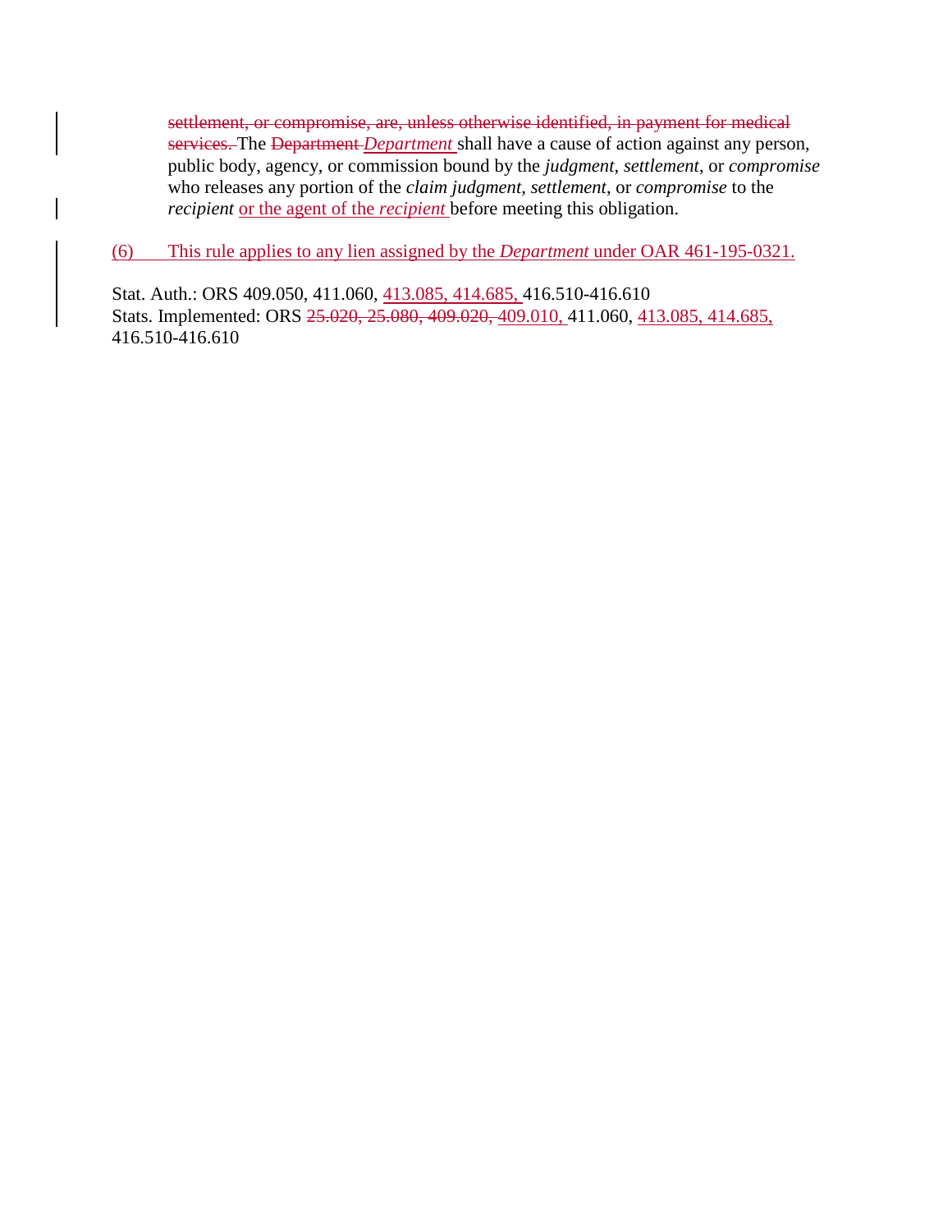~~settlement, or compromise, are, unless otherwise identified, in payment for medical services.~~ The ~~Department~~ *Department* shall have a cause of action against any person, public body, agency, or commission bound by the *judgment*, *settlement*, or *compromise* who releases any portion of the *claim judgment*, *settlement*, or *compromise* to the *recipient* or the agent of the *recipient* before meeting this obligation.

(6) This rule applies to any lien assigned by the *Department* under OAR 461-195-0321.

Stat. Auth.: ORS 409.050, 411.060, 413.085, 414.685, 416.510-416.610
Stats. Implemented: ORS ~~25.020, 25.080, 409.020,~~ 409.010, 411.060, 413.085, 414.685, 416.510-416.610